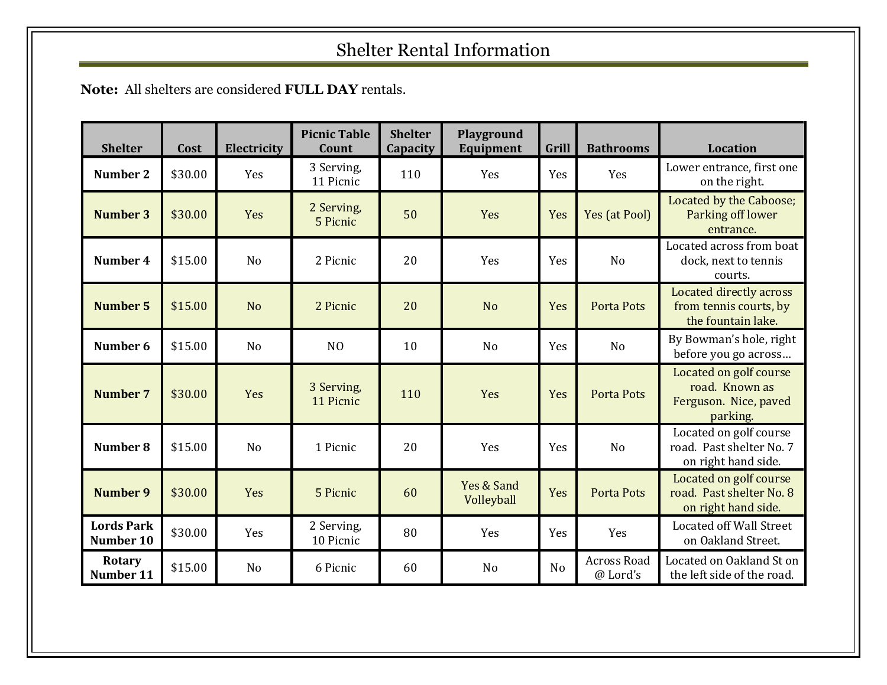# Shelter Rental Information

**Note:** All shelters are considered **FULL DAY** rentals.

| Shelter | Cost | Electricity | Picnic Table Count | Shelter Capacity | Playground Equipment | Grill | Bathrooms | Location |
|---|---|---|---|---|---|---|---|---|
| **Number 2** | $30.00 | Yes | 3 Serving, 11 Picnic | 110 | Yes | Yes | Yes | Lower entrance, first one on the right. |
| **Number 3** | $30.00 | Yes | 2 Serving, 5 Picnic | 50 | Yes | Yes | Yes (at Pool) | Located by the Caboose; Parking off lower entrance. |
| **Number 4** | $15.00 | No | 2 Picnic | 20 | Yes | Yes | No | Located across from boat dock, next to tennis courts. |
| **Number 5** | $15.00 | No | 2 Picnic | 20 | No | Yes | Porta Pots | Located directly across from tennis courts, by the fountain lake. |
| **Number 6** | $15.00 | No | NO | 10 | No | Yes | No | By Bowman's hole, right before you go across… |
| **Number 7** | $30.00 | Yes | 3 Serving, 11 Picnic | 110 | Yes | Yes | Porta Pots | Located on golf course road. Known as Ferguson. Nice, paved parking. |
| **Number 8** | $15.00 | No | 1 Picnic | 20 | Yes | Yes | No | Located on golf course road. Past shelter No. 7 on right hand side. |
| **Number 9** | $30.00 | Yes | 5 Picnic | 60 | Yes & Sand Volleyball | Yes | Porta Pots | Located on golf course road. Past shelter No. 8 on right hand side. |
| **Lords Park Number 10** | $30.00 | Yes | 2 Serving, 10 Picnic | 80 | Yes | Yes | Yes | Located off Wall Street on Oakland Street. |
| **Rotary Number 11** | $15.00 | No | 6 Picnic | 60 | No | No | Across Road @ Lord's | Located on Oakland St on the left side of the road. |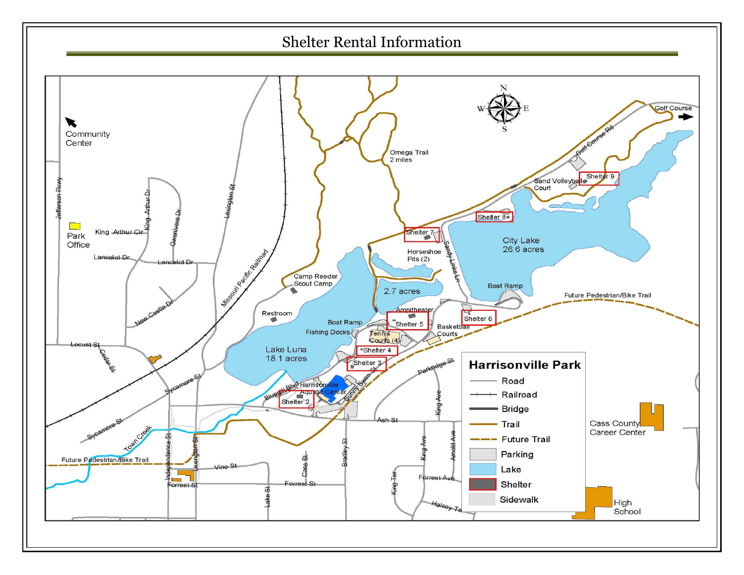# Shelter Rental Information

Community Center

Park Office

Jefferson Pkwy

King Arthur Cir

King Arthur Dr

Gwenivere Dr

Lancelot Dr

Lancelot Dr

New Castle Dr

Lexington St

Missouri Pacific Railroad

Omega Trail
2 miles

Camp Reeder
Scout Camp

Restroom

Boat Ramp

Fishing Docks

Lake Luna
18.1 acres

2.7 acres

Horseshoe
Pits (2)

Shelter 7

Shelter 8

Shelter 9

Sand Volleyball
Court

Golf Course Rd

Golf Course

City Lake
26.6 acres

Sandy Links Ln

Boat Ramp

Future Pedestrian/Bike Trail

Ampitheater

Shelter 5

Shelter 6

Basketball
Courts

Tennis
Courts (4)

Shelter 4

Shelter 3

Harrisonville
Aquatic Center

Shelter 2

Bluegill Blvd

Sunny Swim St

Parkridge St

Locust St

Cedar St

Sycamore St

Sycamore St

Town Creek

Future Pedestrian/Bike Trail

Independence St

Lexington St

Vine St

Forrest St

Cass St

Forrest St

Lake St

Bradley St

Ash St

King Ave

King Ave

Arnold Ave

Forrest Ave

King Ter

Halsey Te

Cass County
Career Center

High
School

**Harrisonville Park**

- Road
- Railroad
- Bridge
- Trail
- Future Trail
- Parking
- Lake
- Shelter
- Sidewalk